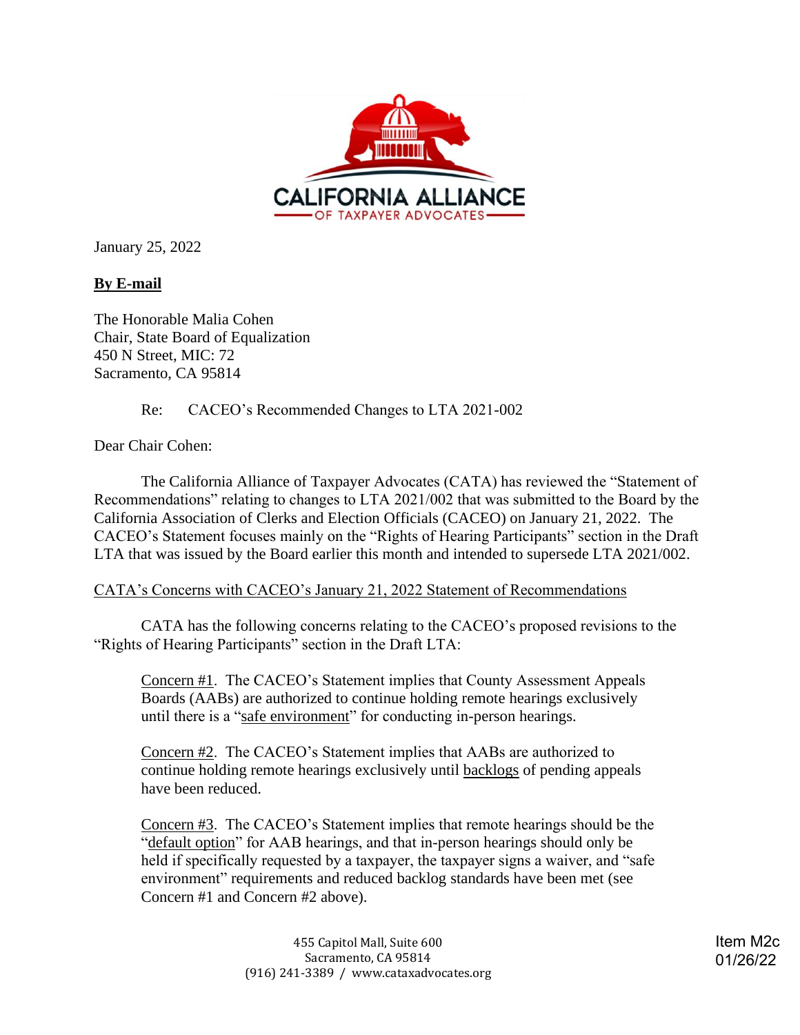CALIFORNIA ALLIANCE OF TAXPAYER ADVOCATES

January 25, 2022

**By E-mail**

The Honorable Malia Cohen
Chair, State Board of Equalization
450 N Street, MIC: 72
Sacramento, CA 95814

Re: CACEO's Recommended Changes to LTA 2021-002

Dear Chair Cohen:

The California Alliance of Taxpayer Advocates (CATA) has reviewed the "Statement of Recommendations" relating to changes to LTA 2021/002 that was submitted to the Board by the California Association of Clerks and Election Officials (CACEO) on January 21, 2022. The CACEO's Statement focuses mainly on the "Rights of Hearing Participants" section in the Draft LTA that was issued by the Board earlier this month and intended to supersede LTA 2021/002.

<u>CATA's Concerns with CACEO's January 21, 2022 Statement of Recommendations</u>

CATA has the following concerns relating to the CACEO's proposed revisions to the "Rights of Hearing Participants" section in the Draft LTA:

> <u>Concern #1</u>. The CACEO's Statement implies that County Assessment Appeals Boards (AABs) are authorized to continue holding remote hearings exclusively until there is a "<u>safe environment</u>" for conducting in-person hearings.
>
> <u>Concern #2</u>. The CACEO's Statement implies that AABs are authorized to continue holding remote hearings exclusively until <u>backlogs</u> of pending appeals have been reduced.
>
> <u>Concern #3</u>. The CACEO's Statement implies that remote hearings should be the "<u>default option</u>" for AAB hearings, and that in-person hearings should only be held if specifically requested by a taxpayer, the taxpayer signs a waiver, and "safe environment" requirements and reduced backlog standards have been met (see Concern #1 and Concern #2 above).

455 Capitol Mall, Suite 600
Sacramento, CA 95814
(916) 241-3389 / www.cataxadvocates.org

Item M2c
01/26/22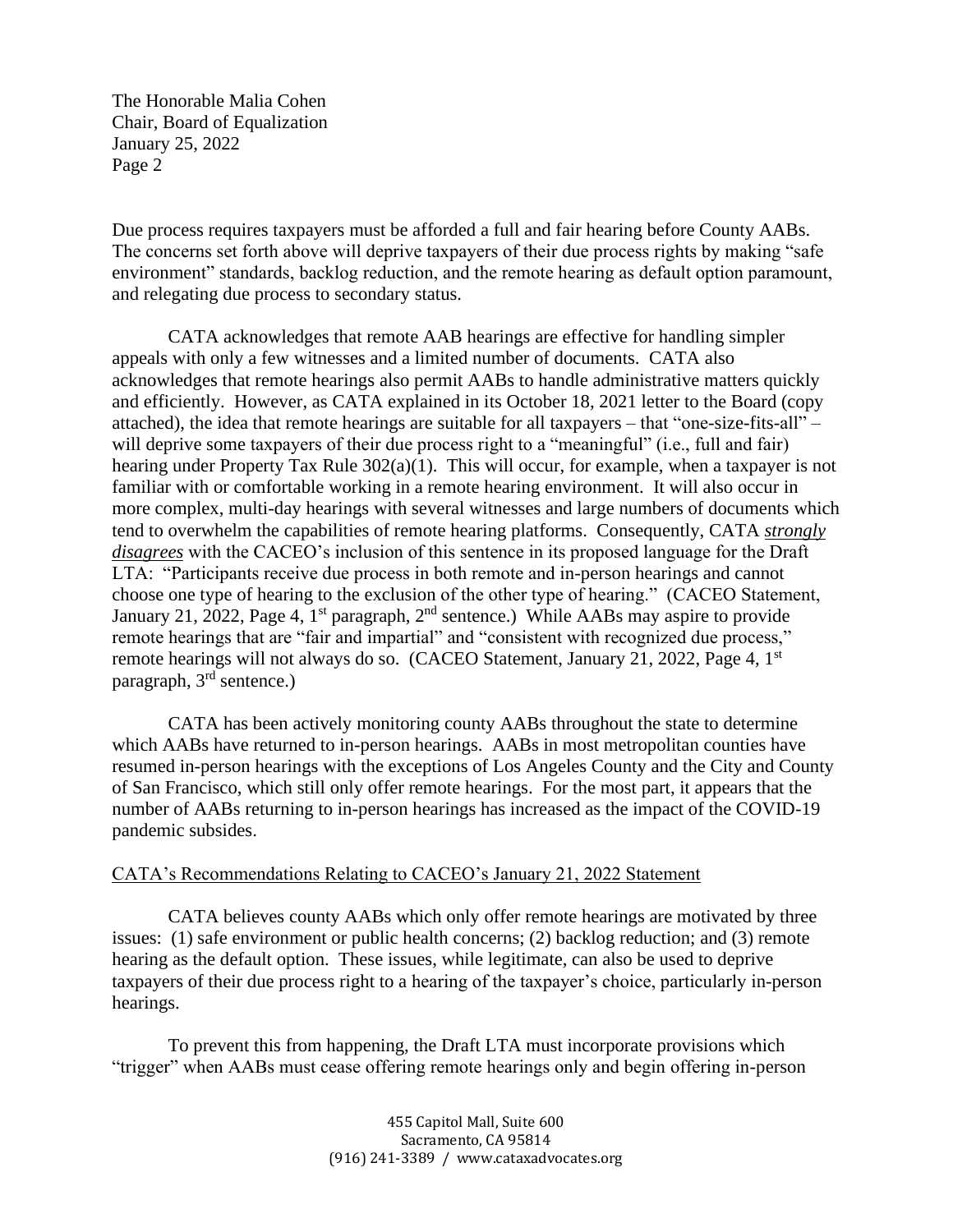Due process requires taxpayers must be afforded a full and fair hearing before County AABs. The concerns set forth above will deprive taxpayers of their due process rights by making "safe environment" standards, backlog reduction, and the remote hearing as default option paramount, and relegating due process to secondary status.

CATA acknowledges that remote AAB hearings are effective for handling simpler appeals with only a few witnesses and a limited number of documents. CATA also acknowledges that remote hearings also permit AABs to handle administrative matters quickly and efficiently. However, as CATA explained in its October 18, 2021 letter to the Board (copy attached), the idea that remote hearings are suitable for all taxpayers – that "one-size-fits-all" – will deprive some taxpayers of their due process right to a "meaningful" (i.e., full and fair) hearing under Property Tax Rule 302(a)(1). This will occur, for example, when a taxpayer is not familiar with or comfortable working in a remote hearing environment. It will also occur in more complex, multi-day hearings with several witnesses and large numbers of documents which tend to overwhelm the capabilities of remote hearing platforms. Consequently, CATA ***strongly disagrees*** with the CACEO's inclusion of this sentence in its proposed language for the Draft LTA: "Participants receive due process in both remote and in-person hearings and cannot choose one type of hearing to the exclusion of the other type of hearing." (CACEO Statement, January 21, 2022, Page 4, 1st paragraph, 2nd sentence.) While AABs may aspire to provide remote hearings that are "fair and impartial" and "consistent with recognized due process," remote hearings will not always do so. (CACEO Statement, January 21, 2022, Page 4, 1st paragraph, 3rd sentence.)

CATA has been actively monitoring county AABs throughout the state to determine which AABs have returned to in-person hearings. AABs in most metropolitan counties have resumed in-person hearings with the exceptions of Los Angeles County and the City and County of San Francisco, which still only offer remote hearings. For the most part, it appears that the number of AABs returning to in-person hearings has increased as the impact of the COVID-19 pandemic subsides.

CATA's Recommendations Relating to CACEO's January 21, 2022 Statement

CATA believes county AABs which only offer remote hearings are motivated by three issues: (1) safe environment or public health concerns; (2) backlog reduction; and (3) remote hearing as the default option. These issues, while legitimate, can also be used to deprive taxpayers of their due process right to a hearing of the taxpayer's choice, particularly in-person hearings.

To prevent this from happening, the Draft LTA must incorporate provisions which "trigger" when AABs must cease offering remote hearings only and begin offering in-person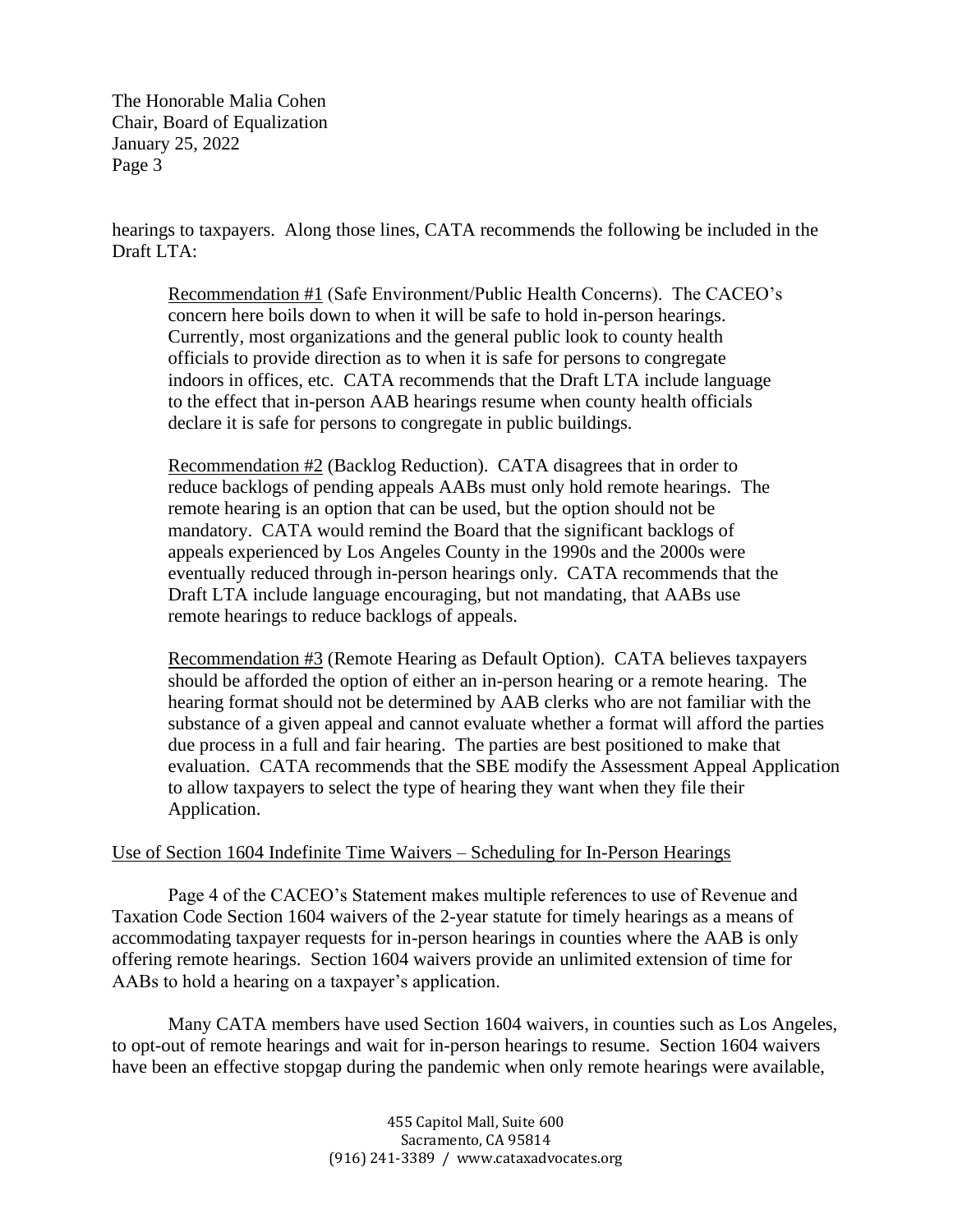hearings to taxpayers. Along those lines, CATA recommends the following be included in the Draft LTA:

> <u>Recommendation #1</u> (Safe Environment/Public Health Concerns). The CACEO's concern here boils down to when it will be safe to hold in-person hearings. Currently, most organizations and the general public look to county health officials to provide direction as to when it is safe for persons to congregate indoors in offices, etc. CATA recommends that the Draft LTA include language to the effect that in-person AAB hearings resume when county health officials declare it is safe for persons to congregate in public buildings.
>
> <u>Recommendation #2</u> (Backlog Reduction). CATA disagrees that in order to reduce backlogs of pending appeals AABs must only hold remote hearings. The remote hearing is an option that can be used, but the option should not be mandatory. CATA would remind the Board that the significant backlogs of appeals experienced by Los Angeles County in the 1990s and the 2000s were eventually reduced through in-person hearings only. CATA recommends that the Draft LTA include language encouraging, but not mandating, that AABs use remote hearings to reduce backlogs of appeals.
>
> <u>Recommendation #3</u> (Remote Hearing as Default Option). CATA believes taxpayers should be afforded the option of either an in-person hearing or a remote hearing. The hearing format should not be determined by AAB clerks who are not familiar with the substance of a given appeal and cannot evaluate whether a format will afford the parties due process in a full and fair hearing. The parties are best positioned to make that evaluation. CATA recommends that the SBE modify the Assessment Appeal Application to allow taxpayers to select the type of hearing they want when they file their Application.

<u>Use of Section 1604 Indefinite Time Waivers – Scheduling for In-Person Hearings</u>

Page 4 of the CACEO's Statement makes multiple references to use of Revenue and Taxation Code Section 1604 waivers of the 2-year statute for timely hearings as a means of accommodating taxpayer requests for in-person hearings in counties where the AAB is only offering remote hearings. Section 1604 waivers provide an unlimited extension of time for AABs to hold a hearing on a taxpayer's application.

Many CATA members have used Section 1604 waivers, in counties such as Los Angeles, to opt-out of remote hearings and wait for in-person hearings to resume. Section 1604 waivers have been an effective stopgap during the pandemic when only remote hearings were available,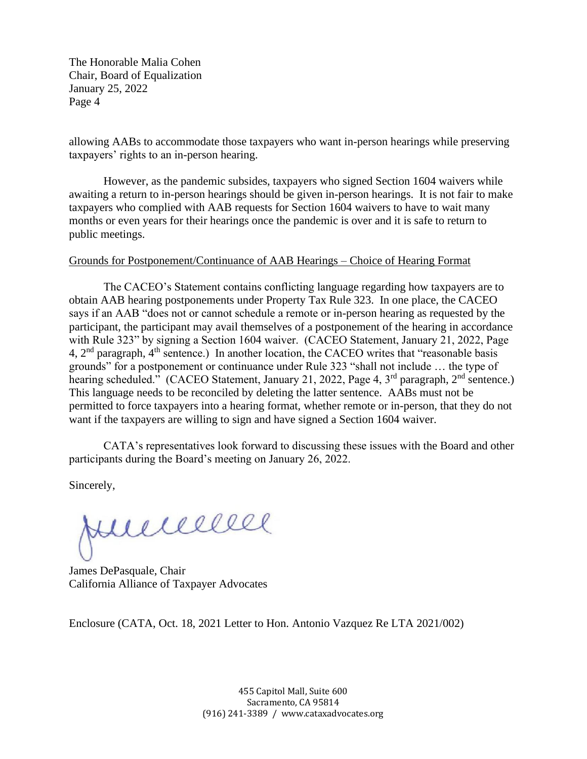allowing AABs to accommodate those taxpayers who want in-person hearings while preserving taxpayers' rights to an in-person hearing.

However, as the pandemic subsides, taxpayers who signed Section 1604 waivers while awaiting a return to in-person hearings should be given in-person hearings. It is not fair to make taxpayers who complied with AAB requests for Section 1604 waivers to have to wait many months or even years for their hearings once the pandemic is over and it is safe to return to public meetings.

Grounds for Postponement/Continuance of AAB Hearings – Choice of Hearing Format

The CACEO's Statement contains conflicting language regarding how taxpayers are to obtain AAB hearing postponements under Property Tax Rule 323. In one place, the CACEO says if an AAB "does not or cannot schedule a remote or in-person hearing as requested by the participant, the participant may avail themselves of a postponement of the hearing in accordance with Rule 323" by signing a Section 1604 waiver. (CACEO Statement, January 21, 2022, Page 4, 2nd paragraph, 4th sentence.) In another location, the CACEO writes that "reasonable basis grounds" for a postponement or continuance under Rule 323 "shall not include … the type of hearing scheduled." (CACEO Statement, January 21, 2022, Page 4, 3rd paragraph, 2nd sentence.) This language needs to be reconciled by deleting the latter sentence. AABs must not be permitted to force taxpayers into a hearing format, whether remote or in-person, that they do not want if the taxpayers are willing to sign and have signed a Section 1604 waiver.

CATA's representatives look forward to discussing these issues with the Board and other participants during the Board's meeting on January 26, 2022.

Sincerely,

James DePasquale, Chair
California Alliance of Taxpayer Advocates

Enclosure (CATA, Oct. 18, 2021 Letter to Hon. Antonio Vazquez Re LTA 2021/002)

455 Capitol Mall, Suite 600
Sacramento, CA 95814
(916) 241-3389 / www.cataxadvocates.org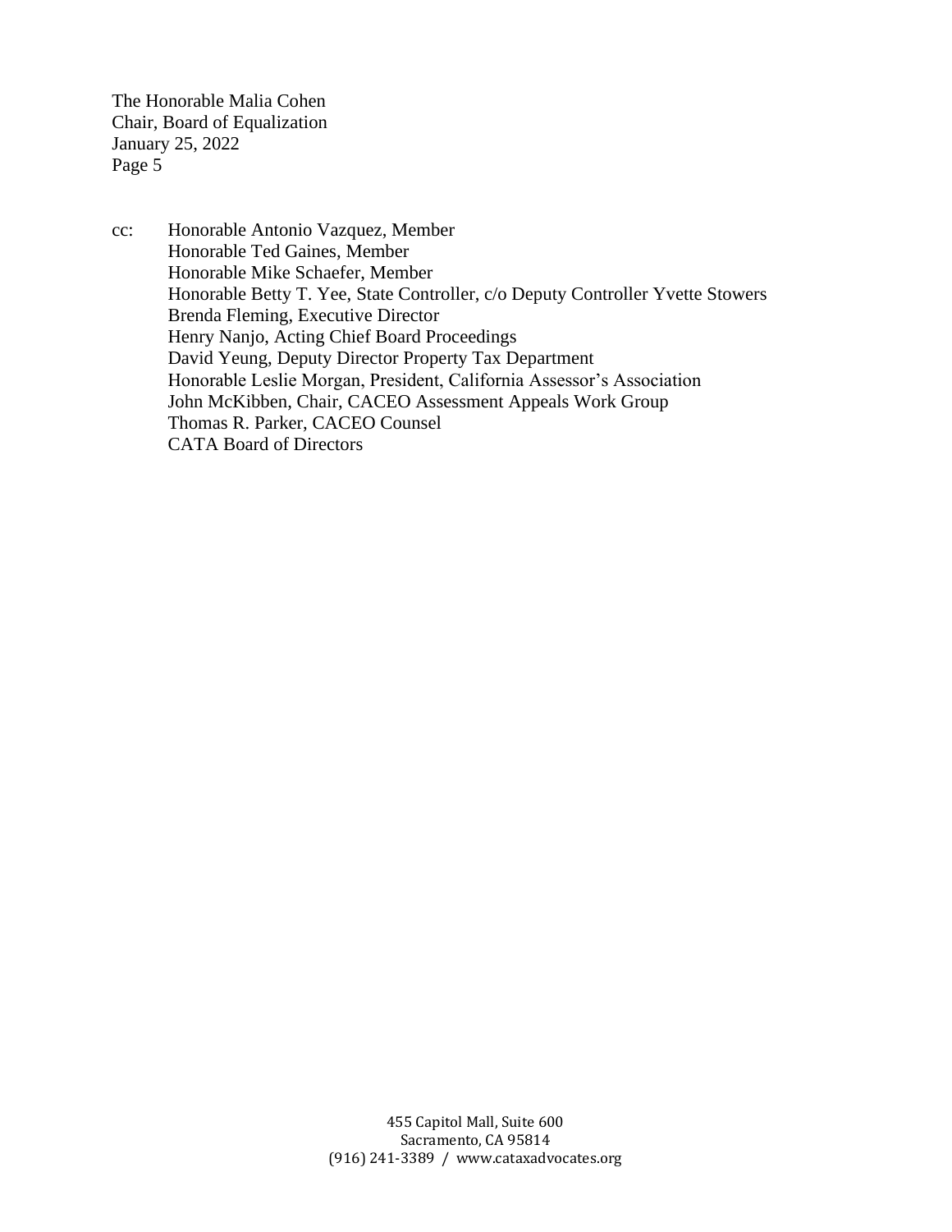cc: Honorable Antonio Vazquez, Member
Honorable Ted Gaines, Member
Honorable Mike Schaefer, Member
Honorable Betty T. Yee, State Controller, c/o Deputy Controller Yvette Stowers
Brenda Fleming, Executive Director
Henry Nanjo, Acting Chief Board Proceedings
David Yeung, Deputy Director Property Tax Department
Honorable Leslie Morgan, President, California Assessor's Association
John McKibben, Chair, CACEO Assessment Appeals Work Group
Thomas R. Parker, CACEO Counsel
CATA Board of Directors